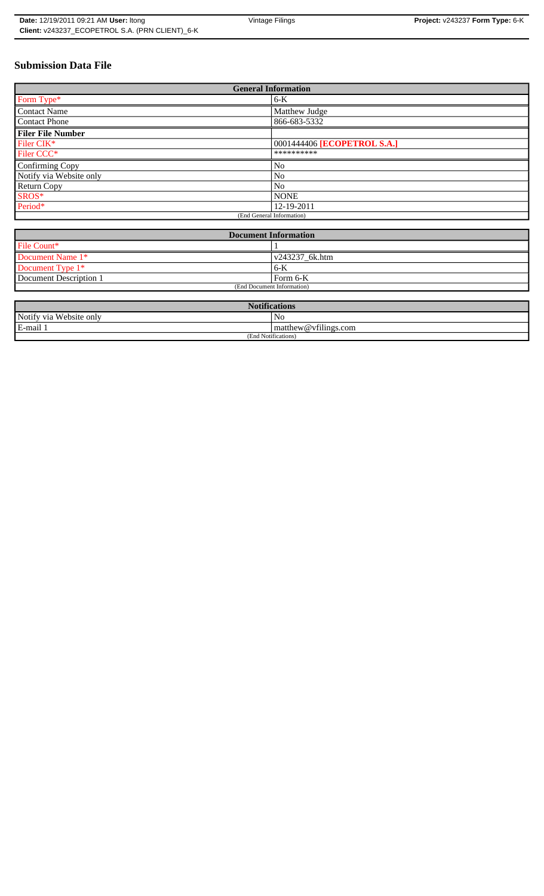# Submission Data File

| General Information | |
|---|---|
| Form Type* | 6-K |
| Contact Name | Matthew Judge |
| Contact Phone | 866-683-5332 |
| **Filer File Number** | |
| Filer CIK* | 0001444406 **[ECOPETROL S.A.]** |
| Filer CCC* | ********** |
| Confirming Copy | No |
| Notify via Website only | No |
| Return Copy | No |
| SROS* | NONE |
| Period* | 12-19-2011 |
| (End General Information) | |

| Document Information | |
|---|---|
| File Count* | 1 |
| Document Name 1* | v243237_6k.htm |
| Document Type 1* | 6-K |
| Document Description 1 | Form 6-K |
| (End Document Information) | |

| Notifications | |
|---|---|
| Notify via Website only | No |
| E-mail 1 | matthew@vfilings.com |
| (End Notifications) | |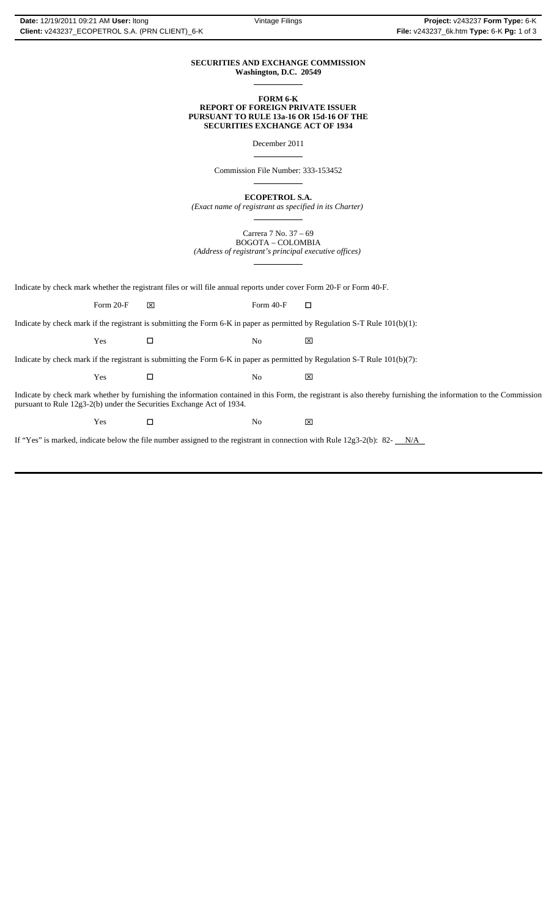**SECURITIES AND EXCHANGE COMMISSION**
**Washington, D.C. 20549**

**FORM 6-K**
**REPORT OF FOREIGN PRIVATE ISSUER**
**PURSUANT TO RULE 13a-16 OR 15d-16 OF THE**
**SECURITIES EXCHANGE ACT OF 1934**

December 2011

Commission File Number: 333-153452

**ECOPETROL S.A.**
*(Exact name of registrant as specified in its Charter)*

Carrera 7 No. 37 – 69
BOGOTA – COLOMBIA
*(Address of registrant's principal executive offices)*

Indicate by check mark whether the registrant files or will file annual reports under cover Form 20-F or Form 40-F.

Form 20-F ☒ Form 40-F ☐

Indicate by check mark if the registrant is submitting the Form 6-K in paper as permitted by Regulation S-T Rule 101(b)(1):

Yes ☐ No ☒

Indicate by check mark if the registrant is submitting the Form 6-K in paper as permitted by Regulation S-T Rule 101(b)(7):

Yes ☐ No ☒

Indicate by check mark whether by furnishing the information contained in this Form, the registrant is also thereby furnishing the information to the Commission pursuant to Rule 12g3-2(b) under the Securities Exchange Act of 1934.

Yes ☐ No ☒

If "Yes" is marked, indicate below the file number assigned to the registrant in connection with Rule 12g3-2(b): 82- N/A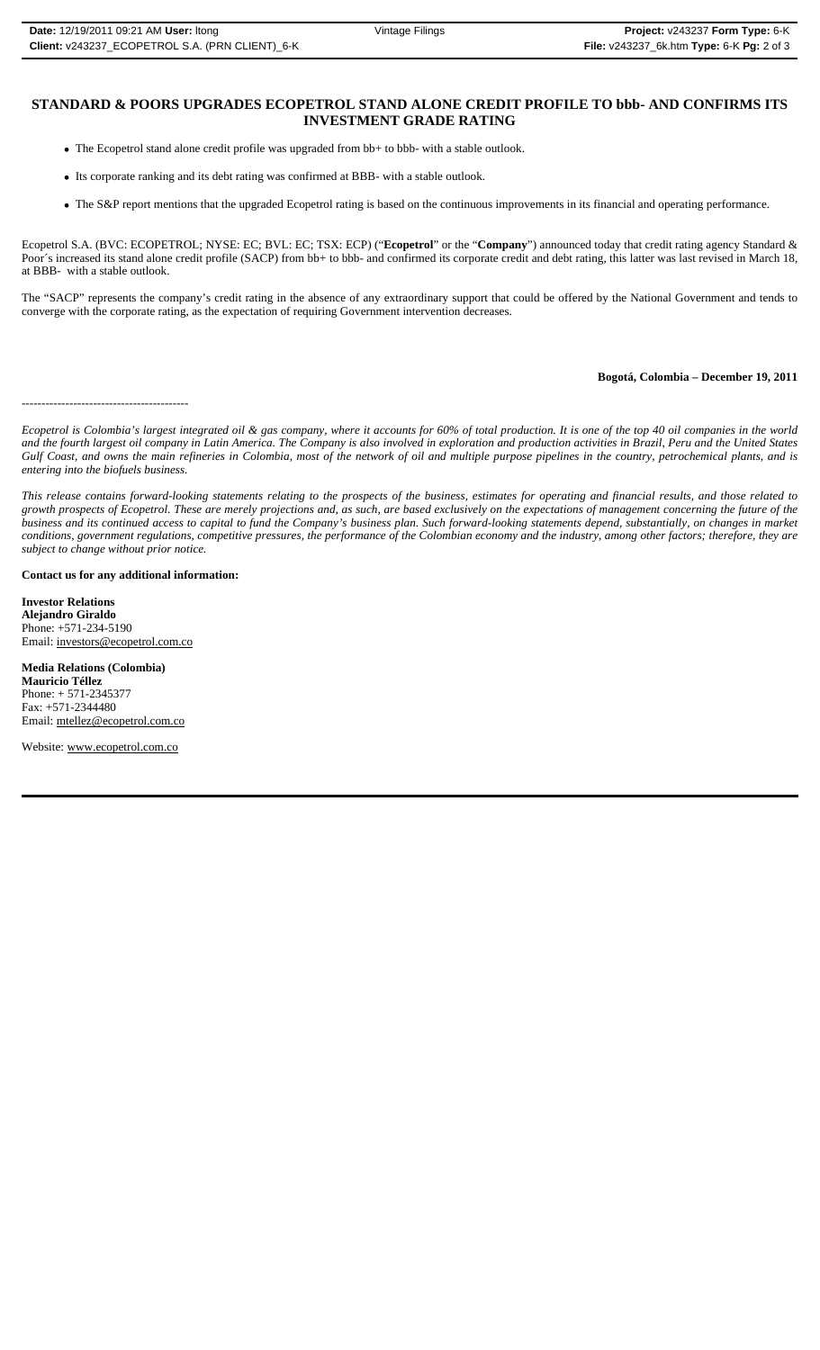## STANDARD & POORS UPGRADES ECOPETROL STAND ALONE CREDIT PROFILE TO bbb- AND CONFIRMS ITS INVESTMENT GRADE RATING

- The Ecopetrol stand alone credit profile was upgraded from bb+ to bbb- with a stable outlook.
- Its corporate ranking and its debt rating was confirmed at BBB- with a stable outlook.
- The S&P report mentions that the upgraded Ecopetrol rating is based on the continuous improvements in its financial and operating performance.

Ecopetrol S.A. (BVC: ECOPETROL; NYSE: EC; BVL: EC; TSX: ECP) ("**Ecopetrol**" or the "**Company**") announced today that credit rating agency Standard & Poor´s increased its stand alone credit profile (SACP) from bb+ to bbb- and confirmed its corporate credit and debt rating, this latter was last revised in March 18, at BBB- with a stable outlook.

The "SACP" represents the company's credit rating in the absence of any extraordinary support that could be offered by the National Government and tends to converge with the corporate rating, as the expectation of requiring Government intervention decreases.

**Bogotá, Colombia – December 19, 2011**

------------------------------------------

*Ecopetrol is Colombia's largest integrated oil & gas company, where it accounts for 60% of total production. It is one of the top 40 oil companies in the world and the fourth largest oil company in Latin America. The Company is also involved in exploration and production activities in Brazil, Peru and the United States Gulf Coast, and owns the main refineries in Colombia, most of the network of oil and multiple purpose pipelines in the country, petrochemical plants, and is entering into the biofuels business.*

*This release contains forward-looking statements relating to the prospects of the business, estimates for operating and financial results, and those related to growth prospects of Ecopetrol. These are merely projections and, as such, are based exclusively on the expectations of management concerning the future of the business and its continued access to capital to fund the Company's business plan. Such forward-looking statements depend, substantially, on changes in market conditions, government regulations, competitive pressures, the performance of the Colombian economy and the industry, among other factors; therefore, they are subject to change without prior notice.*

**Contact us for any additional information:**

**Investor Relations**
**Alejandro Giraldo**
Phone: +571-234-5190
Email: investors@ecopetrol.com.co

**Media Relations (Colombia)**
**Mauricio Téllez**
Phone: + 571-2345377
Fax: +571-2344480
Email: mtellez@ecopetrol.com.co

Website: www.ecopetrol.com.co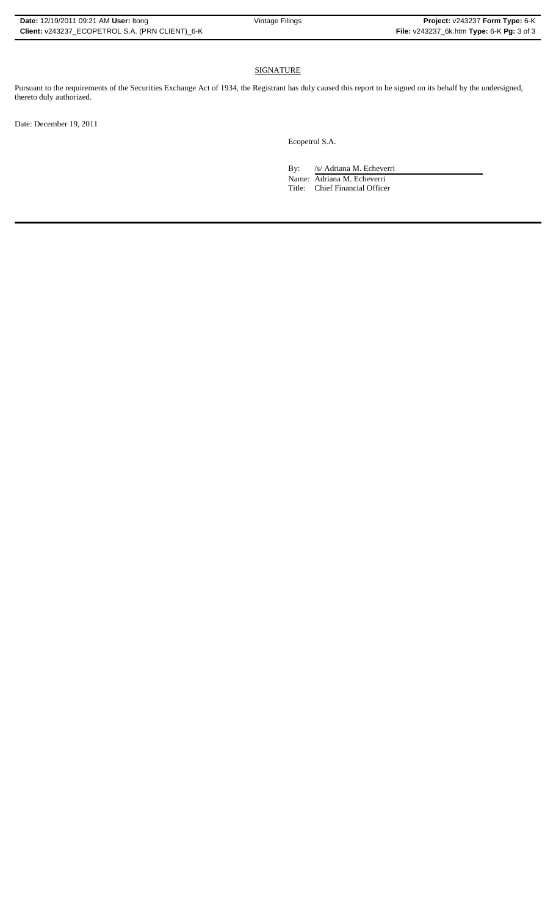## SIGNATURE

Pursuant to the requirements of the Securities Exchange Act of 1934, the Registrant has duly caused this report to be signed on its behalf by the undersigned, thereto duly authorized.

Date: December 19, 2011

Ecopetrol S.A.

By: /s/ Adriana M. Echeverri

Name: Adriana M. Echeverri

Title: Chief Financial Officer